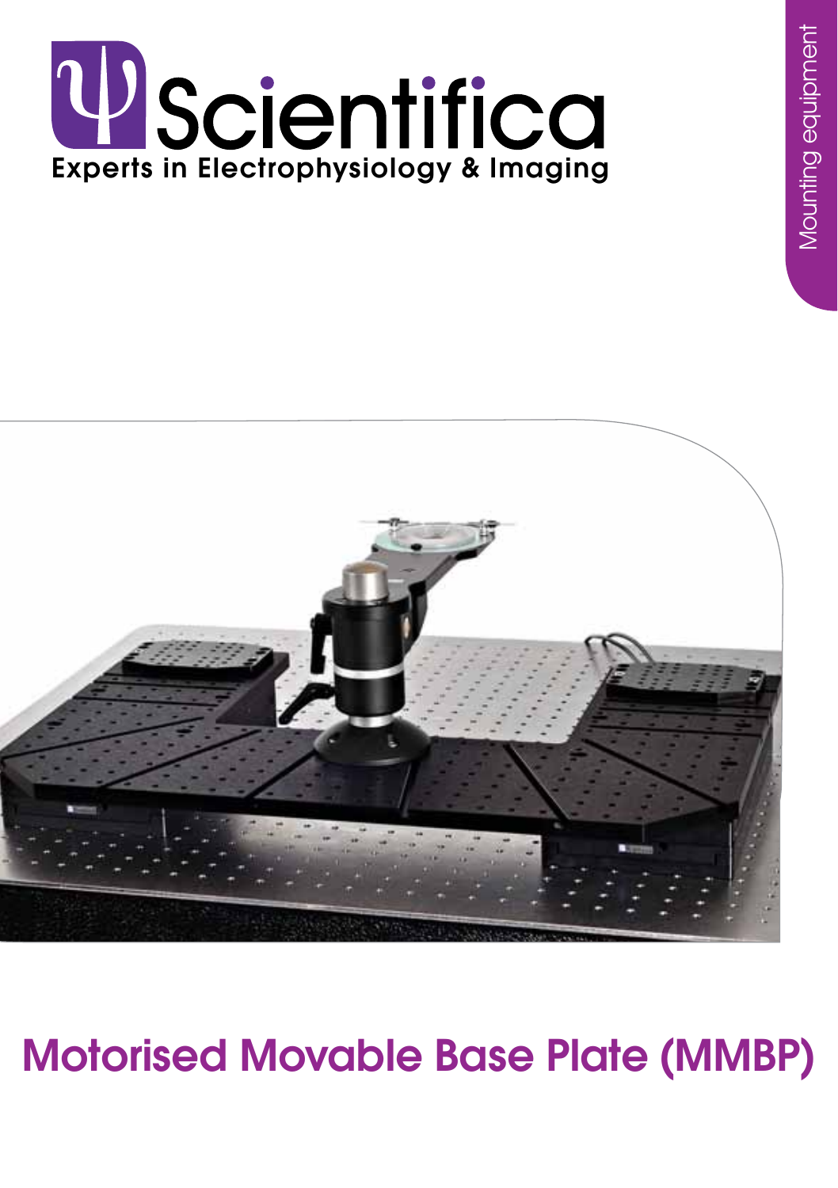Scientifica

Experts in Electrophysiology & Imaging

Mounting equipment

# Motorised Movable Base Plate (MMBP)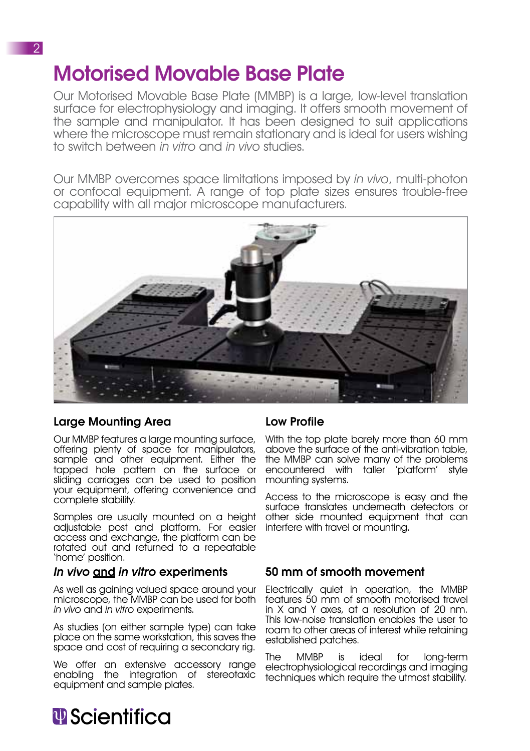# Motorised Movable Base Plate

Our Motorised Movable Base Plate (MMBP) is a large, low-level translation surface for electrophysiology and imaging. It offers smooth movement of the sample and manipulator. It has been designed to suit applications where the microscope must remain stationary and is ideal for users wishing to switch between *in vitro* and *in vivo* studies.

Our MMBP overcomes space limitations imposed by *in vivo*, multi-photon or confocal equipment. A range of top plate sizes ensures trouble-free capability with all major microscope manufacturers.

## Large Mounting Area

Our MMBP features a large mounting surface, offering plenty of space for manipulators, sample and other equipment. Either the tapped hole pattern on the surface or sliding carriages can be used to position your equipment, offering convenience and complete stability.

Samples are usually mounted on a height adjustable post and platform. For easier access and exchange, the platform can be rotated out and returned to a repeatable 'home' position.

## *In vivo* and *in vitro* experiments

As well as gaining valued space around your microscope, the MMBP can be used for both *in vivo* and *in vitro* experiments.

As studies (on either sample type) can take place on the same workstation, this saves the space and cost of requiring a secondary rig.

We offer an extensive accessory range enabling the integration of stereotaxic equipment and sample plates.

## Low Profile

With the top plate barely more than 60 mm above the surface of the anti-vibration table, the MMBP can solve many of the problems encountered with taller 'platform' style mounting systems.

Access to the microscope is easy and the surface translates underneath detectors or other side mounted equipment that can interfere with travel or mounting.

## 50 mm of smooth movement

Electrically quiet in operation, the MMBP features 50 mm of smooth motorised travel in X and Y axes, at a resolution of 20 nm. This low-noise translation enables the user to roam to other areas of interest while retaining established patches.

The MMBP is ideal for long-term electrophysiological recordings and imaging techniques which require the utmost stability.

Scientifica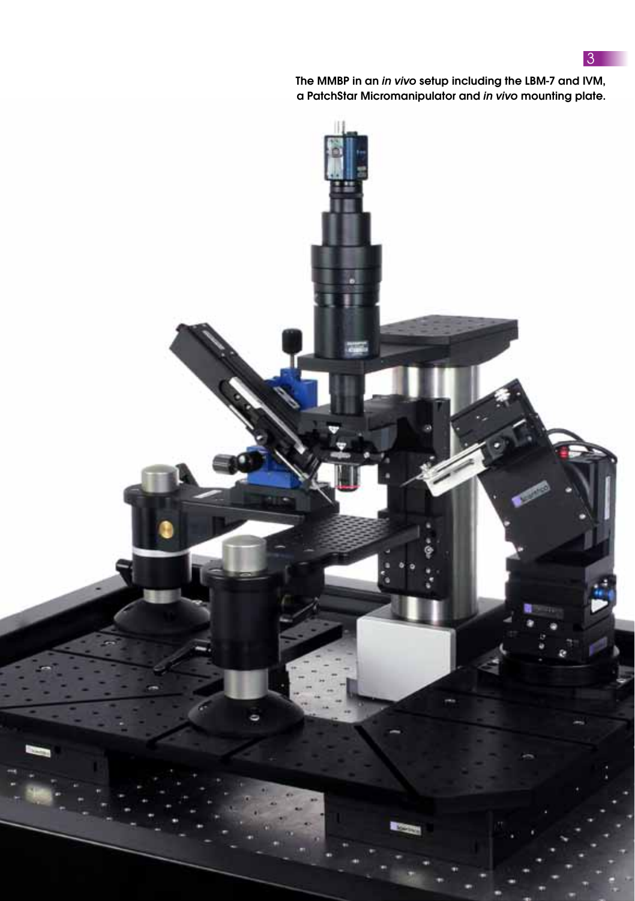The MMBP in an *in vivo* setup including the LBM-7 and IVM, a PatchStar Micromanipulator and *in vivo* mounting plate.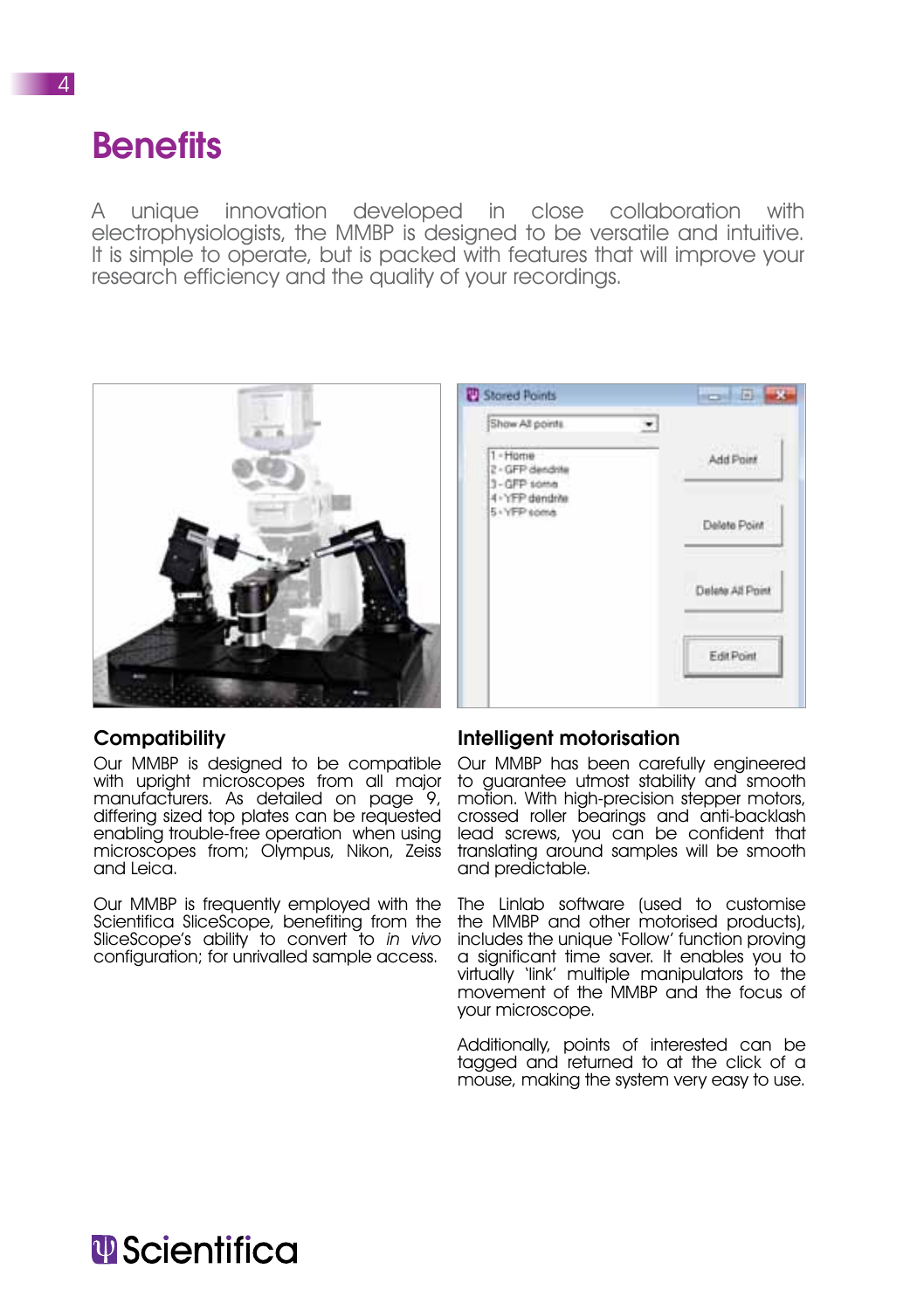# Benefits

A unique innovation developed in close collaboration with electrophysiologists, the MMBP is designed to be versatile and intuitive. It is simple to operate, but is packed with features that will improve your research efficiency and the quality of your recordings.

## Compatibility

Our MMBP is designed to be compatible with upright microscopes from all major manufacturers. As detailed on page 9, differing sized top plates can be requested enabling trouble-free operation when using microscopes from; Olympus, Nikon, Zeiss and Leica.

Our MMBP is frequently employed with the Scientifica SliceScope, benefiting from the SliceScope's ability to convert to *in vivo* configuration; for unrivalled sample access.

## Intelligent motorisation

Our MMBP has been carefully engineered to guarantee utmost stability and smooth motion. With high-precision stepper motors, crossed roller bearings and anti-backlash lead screws, you can be confident that translating around samples will be smooth and predictable.

The Linlab software (used to customise the MMBP and other motorised products), includes the unique 'Follow' function proving a significant time saver. It enables you to virtually 'link' multiple manipulators to the movement of the MMBP and the focus of your microscope.

Additionally, points of interested can be tagged and returned to at the click of a mouse, making the system very easy to use.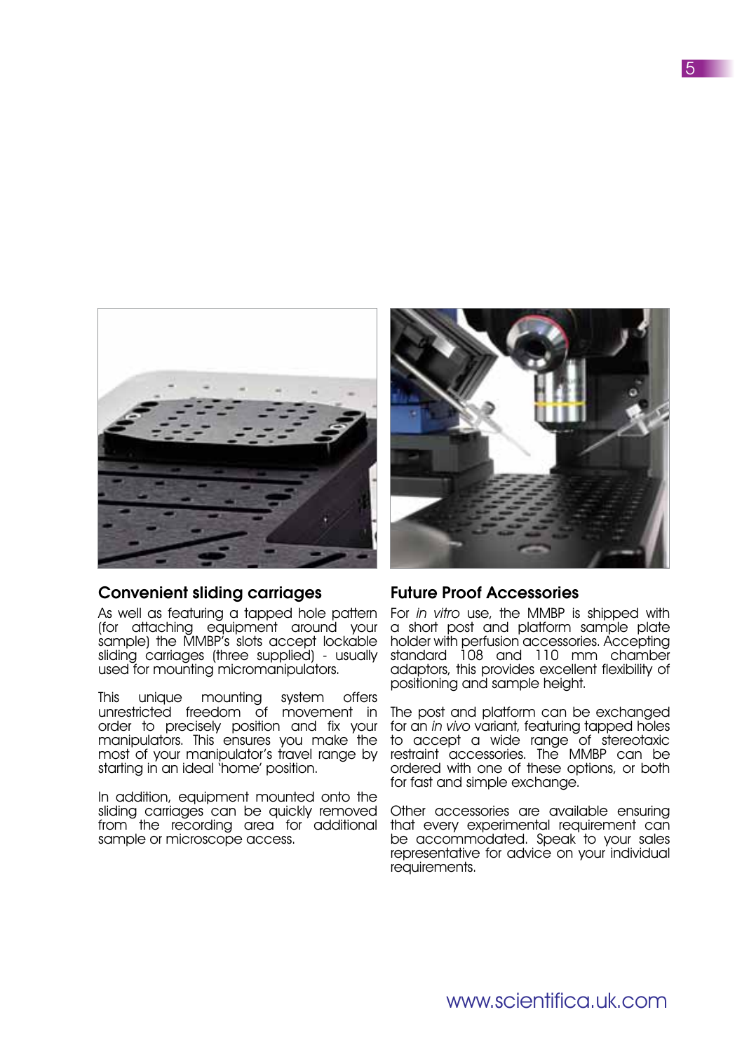## Convenient sliding carriages

As well as featuring a tapped hole pattern (for attaching equipment around your sample) the MMBP's slots accept lockable sliding carriages (three supplied) - usually used for mounting micromanipulators.

This unique mounting system offers unrestricted freedom of movement in order to precisely position and fix your manipulators. This ensures you make the most of your manipulator's travel range by starting in an ideal 'home' position.

In addition, equipment mounted onto the sliding carriages can be quickly removed from the recording area for additional sample or microscope access.

## Future Proof Accessories

For *in vitro* use, the MMBP is shipped with a short post and platform sample plate holder with perfusion accessories. Accepting standard 108 and 110 mm chamber adaptors, this provides excellent flexibility of positioning and sample height.

The post and platform can be exchanged for an *in vivo* variant, featuring tapped holes to accept a wide range of stereotaxic restraint accessories. The MMBP can be ordered with one of these options, or both for fast and simple exchange.

Other accessories are available ensuring that every experimental requirement can be accommodated. Speak to your sales representative for advice on your individual requirements.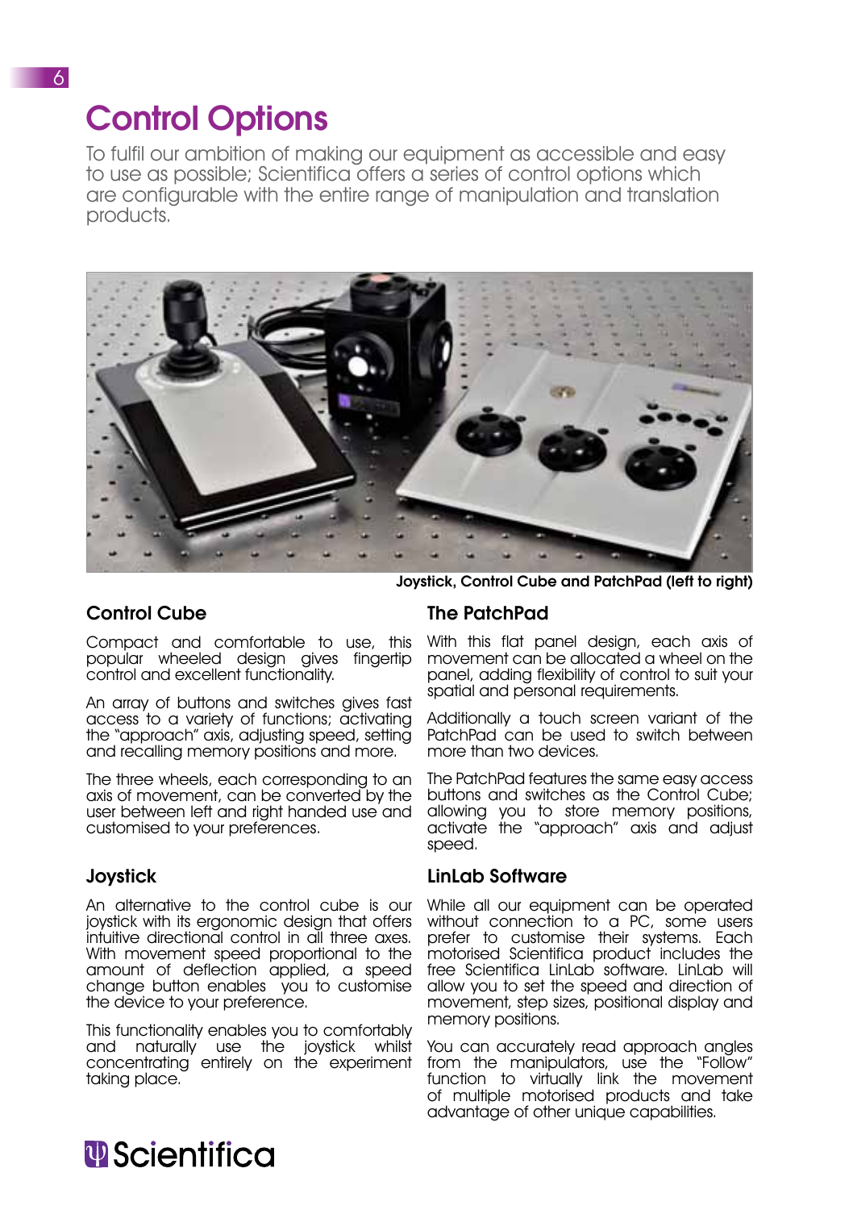# Control Options

To fulfil our ambition of making our equipment as accessible and easy to use as possible; Scientifica offers a series of control options which are configurable with the entire range of manipulation and translation products.

Joystick, Control Cube and PatchPad (left to right)

## Control Cube

Compact and comfortable to use, this popular wheeled design gives fingertip control and excellent functionality.

An array of buttons and switches gives fast access to a variety of functions; activating the "approach" axis, adjusting speed, setting and recalling memory positions and more.

The three wheels, each corresponding to an axis of movement, can be converted by the user between left and right handed use and customised to your preferences.

## Joystick

An alternative to the control cube is our joystick with its ergonomic design that offers intuitive directional control in all three axes. With movement speed proportional to the amount of deflection applied, a speed change button enables you to customise the device to your preference.

This functionality enables you to comfortably and naturally use the joystick whilst concentrating entirely on the experiment taking place.

## The PatchPad

With this flat panel design, each axis of movement can be allocated a wheel on the panel, adding flexibility of control to suit your spatial and personal requirements.

Additionally a touch screen variant of the PatchPad can be used to switch between more than two devices.

The PatchPad features the same easy access buttons and switches as the Control Cube; allowing you to store memory positions, activate the "approach" axis and adjust speed.

## LinLab Software

While all our equipment can be operated without connection to a PC, some users prefer to customise their systems. Each motorised Scientifica product includes the free Scientifica LinLab software. LinLab will allow you to set the speed and direction of movement, step sizes, positional display and memory positions.

You can accurately read approach angles from the manipulators, use the "Follow" function to virtually link the movement of multiple motorised products and take advantage of other unique capabilities.

Scientifica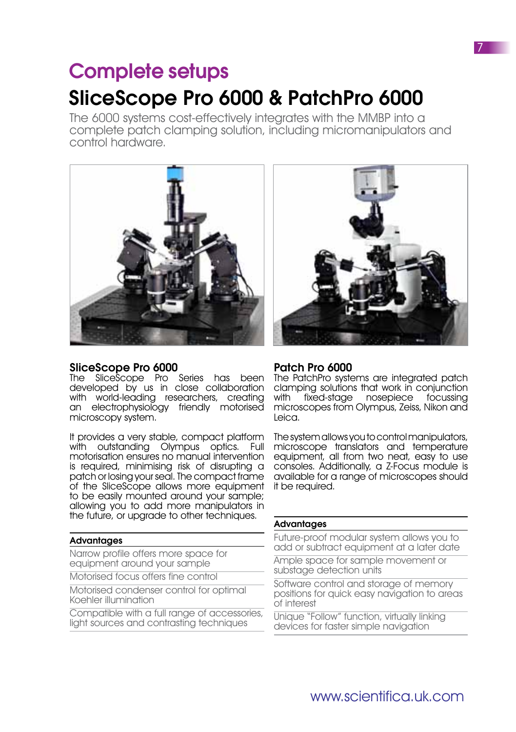# Complete setups

## SliceScope Pro 6000 & PatchPro 6000

The 6000 systems cost-effectively integrates with the MMBP into a complete patch clamping solution, including micromanipulators and control hardware.

### SliceScope Pro 6000

The SliceScope Pro Series has been developed by us in close collaboration with world-leading researchers, creating an electrophysiology friendly motorised microscopy system.

It provides a very stable, compact platform with outstanding Olympus optics. Full motorisation ensures no manual intervention is required, minimising risk of disrupting a patch or losing your seal. The compact frame of the SliceScope allows more equipment to be easily mounted around your sample; allowing you to add more manipulators in the future, or upgrade to other techniques.

**Advantages**

- Narrow profile offers more space for equipment around your sample
- Motorised focus offers fine control
- Motorised condenser control for optimal Koehler illumination
- Compatible with a full range of accessories, light sources and contrasting techniques

### Patch Pro 6000

The PatchPro systems are integrated patch clamping solutions that work in conjunction with fixed-stage nosepiece focussing microscopes from Olympus, Zeiss, Nikon and Leica.

The system allows you to control manipulators, microscope translators and temperature equipment, all from two neat, easy to use consoles. Additionally, a Z-Focus module is available for a range of microscopes should it be required.

**Advantages**

- Future-proof modular system allows you to add or subtract equipment at a later date
- Ample space for sample movement or substage detection units
- Software control and storage of memory positions for quick easy navigation to areas of interest
- Unique "Follow" function, virtually linking devices for faster simple navigation

www.scientifica.uk.com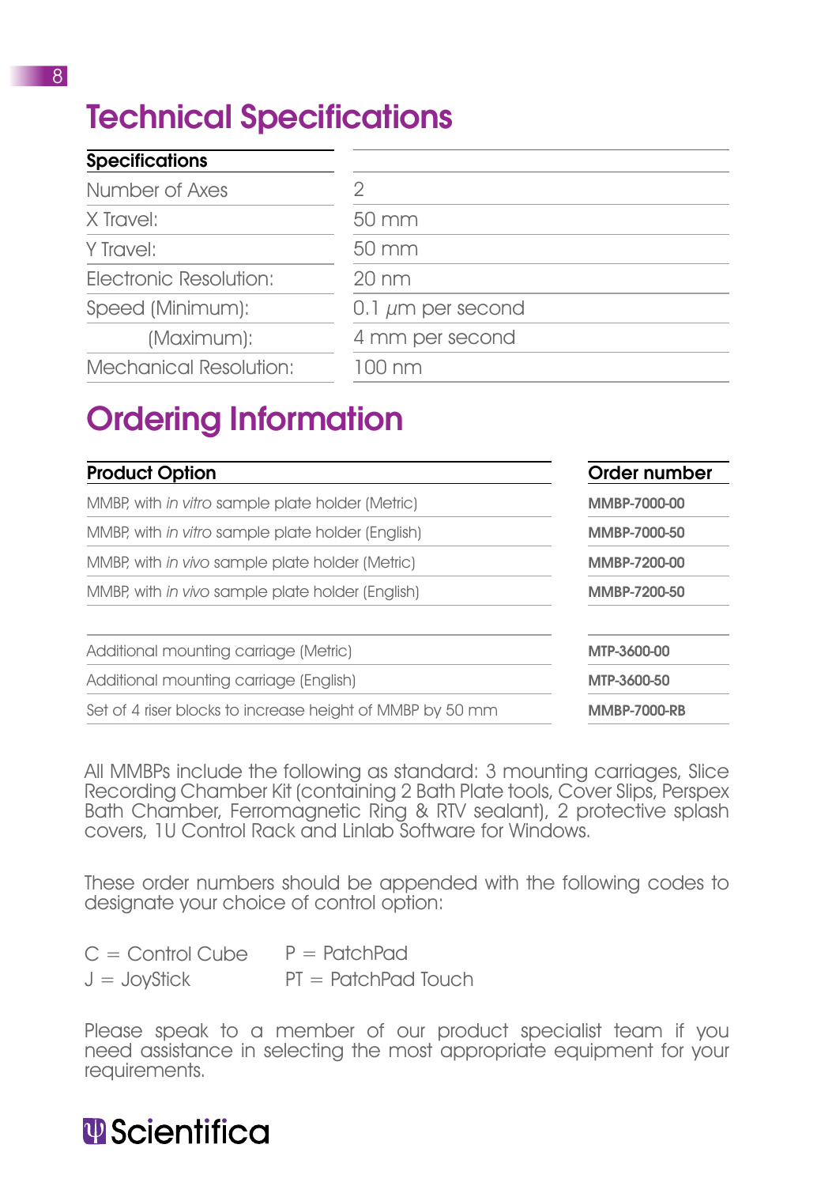# Technical Specifications

| Specifications | |
|---|---|
| Number of Axes | 2 |
| X Travel: | 50 mm |
| Y Travel: | 50 mm |
| Electronic Resolution: | 20 nm |
| Speed (Minimum): | 0.1 µm per second |
| (Maximum): | 4 mm per second |
| Mechanical Resolution: | 100 nm |

# Ordering Information

| Product Option | Order number |
|---|---|
| MMBP, with *in vitro* sample plate holder (Metric) | **MMBP-7000-00** |
| MMBP, with *in vitro* sample plate holder (English) | **MMBP-7000-50** |
| MMBP, with *in vivo* sample plate holder (Metric) | **MMBP-7200-00** |
| MMBP, with *in vivo* sample plate holder (English) | **MMBP-7200-50** |
| Additional mounting carriage (Metric) | **MTP-3600-00** |
| Additional mounting carriage (English) | **MTP-3600-50** |
| Set of 4 riser blocks to increase height of MMBP by 50 mm | **MMBP-7000-RB** |

All MMBPs include the following as standard: 3 mounting carriages, Slice Recording Chamber Kit (containing 2 Bath Plate tools, Cover Slips, Perspex Bath Chamber, Ferromagnetic Ring & RTV sealant), 2 protective splash covers, 1U Control Rack and Linlab Software for Windows.

These order numbers should be appended with the following codes to designate your choice of control option:

C = Control Cube  
J = JoyStick  
P = PatchPad  
PT = PatchPad Touch

Please speak to a member of our product specialist team if you need assistance in selecting the most appropriate equipment for your requirements.

Scientifica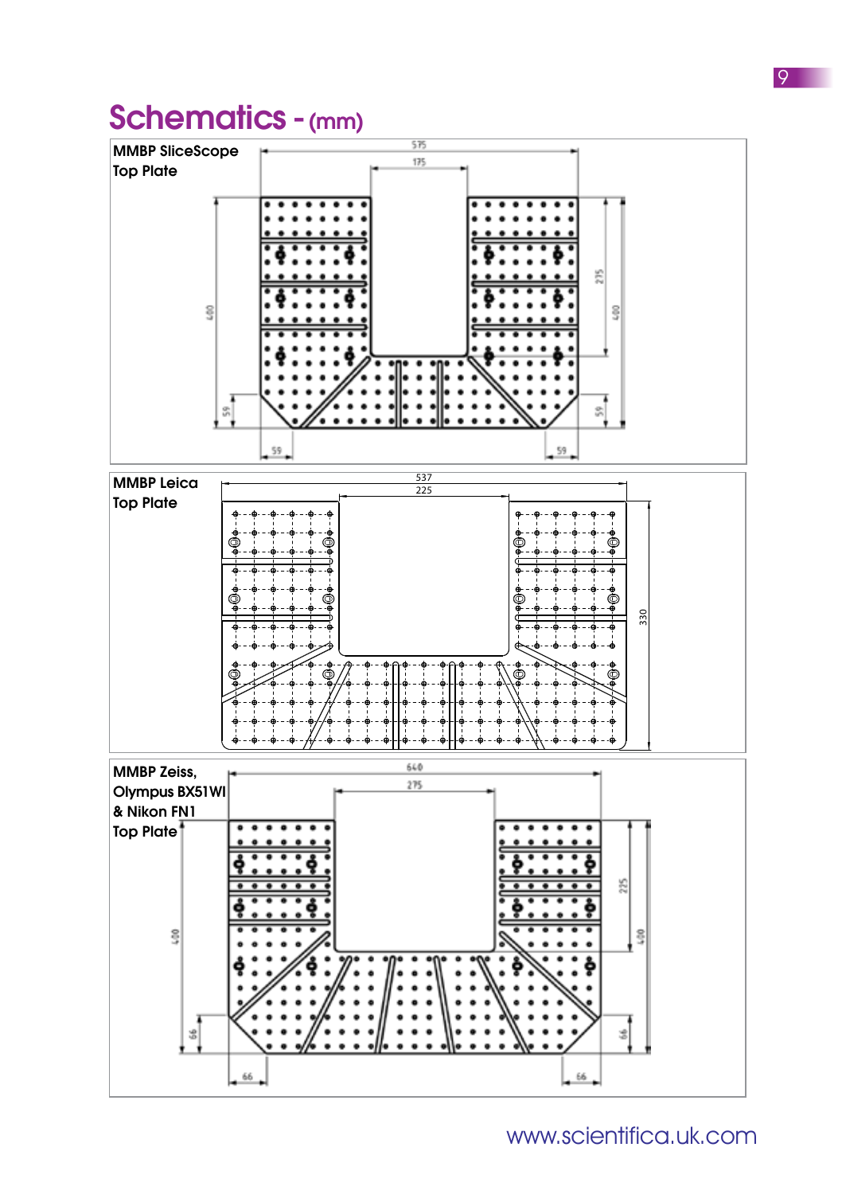# Schematics - (mm)

## MMBP SliceScope Top Plate

575
175
400
275
400
59
59
59
59

## MMBP Leica Top Plate

537
225
330

## MMBP Zeiss, Olympus BX51WI & Nikon FN1 Top Plate

640
275
400
225
400
66
66
66
66

www.scientifica.uk.com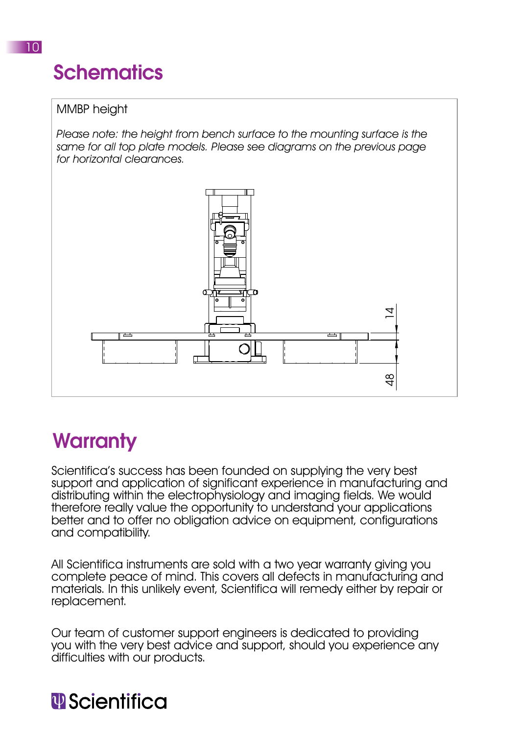# Schematics

MMBP height

*Please note: the height from bench surface to the mounting surface is the same for all top plate models. Please see diagrams on the previous page for horizontal clearances.*

14

48

# Warranty

Scientifica's success has been founded on supplying the very best support and application of significant experience in manufacturing and distributing within the electrophysiology and imaging fields. We would therefore really value the opportunity to understand your applications better and to offer no obligation advice on equipment, configurations and compatibility.

All Scientifica instruments are sold with a two year warranty giving you complete peace of mind. This covers all defects in manufacturing and materials. In this unlikely event, Scientifica will remedy either by repair or replacement.

Our team of customer support engineers is dedicated to providing you with the very best advice and support, should you experience any difficulties with our products.

Scientifica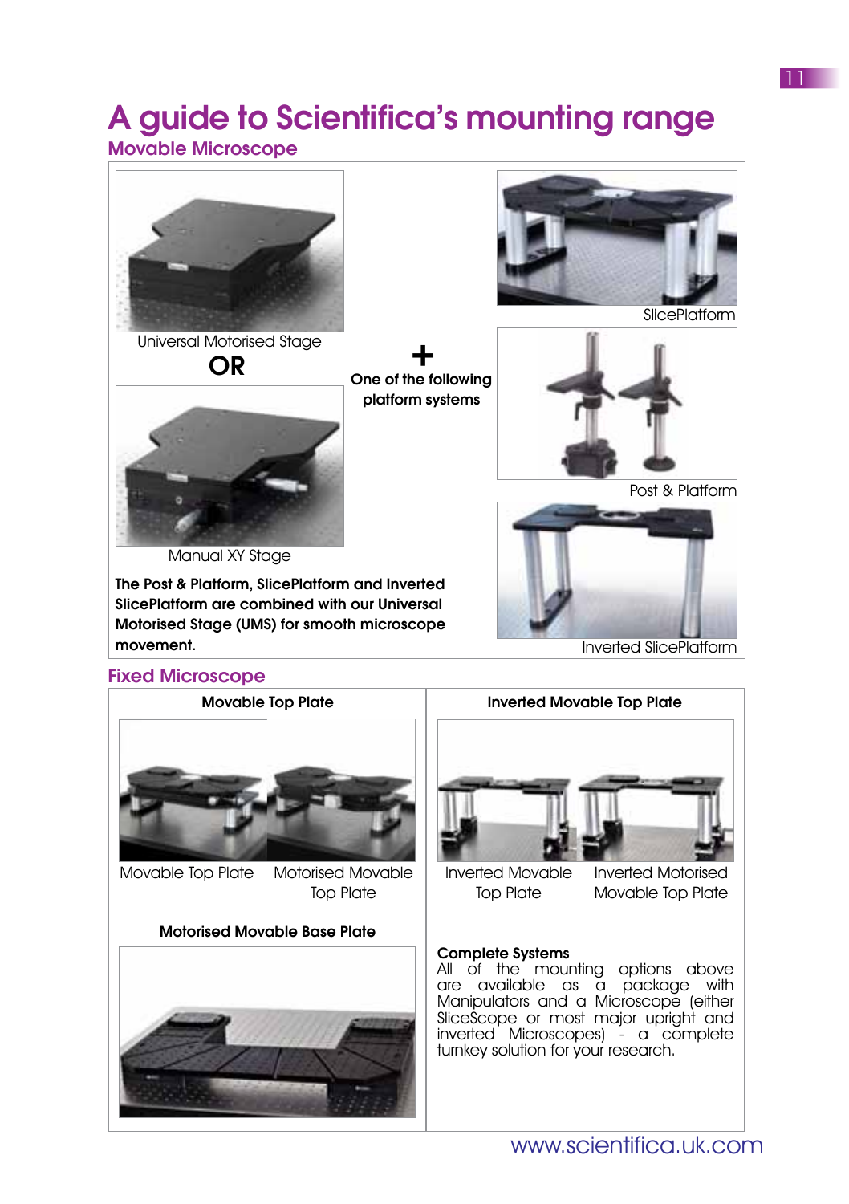# A guide to Scientifica's mounting range

## Movable Microscope

Universal Motorised Stage

**OR**

Manual XY Stage

**+**

**One of the following platform systems**

SlicePlatform

Post & Platform

Inverted SlicePlatform

**The Post & Platform, SlicePlatform and Inverted SlicePlatform are combined with our Universal Motorised Stage (UMS) for smooth microscope movement.**

## Fixed Microscope

**Movable Top Plate**

Movable Top Plate

Motorised Movable Top Plate

**Inverted Movable Top Plate**

Inverted Movable Top Plate

Inverted Motorised Movable Top Plate

**Motorised Movable Base Plate**

**Complete Systems**

All of the mounting options above are available as a package with Manipulators and a Microscope (either SliceScope or most major upright and inverted Microscopes) - a complete turnkey solution for your research.

www.scientifica.uk.com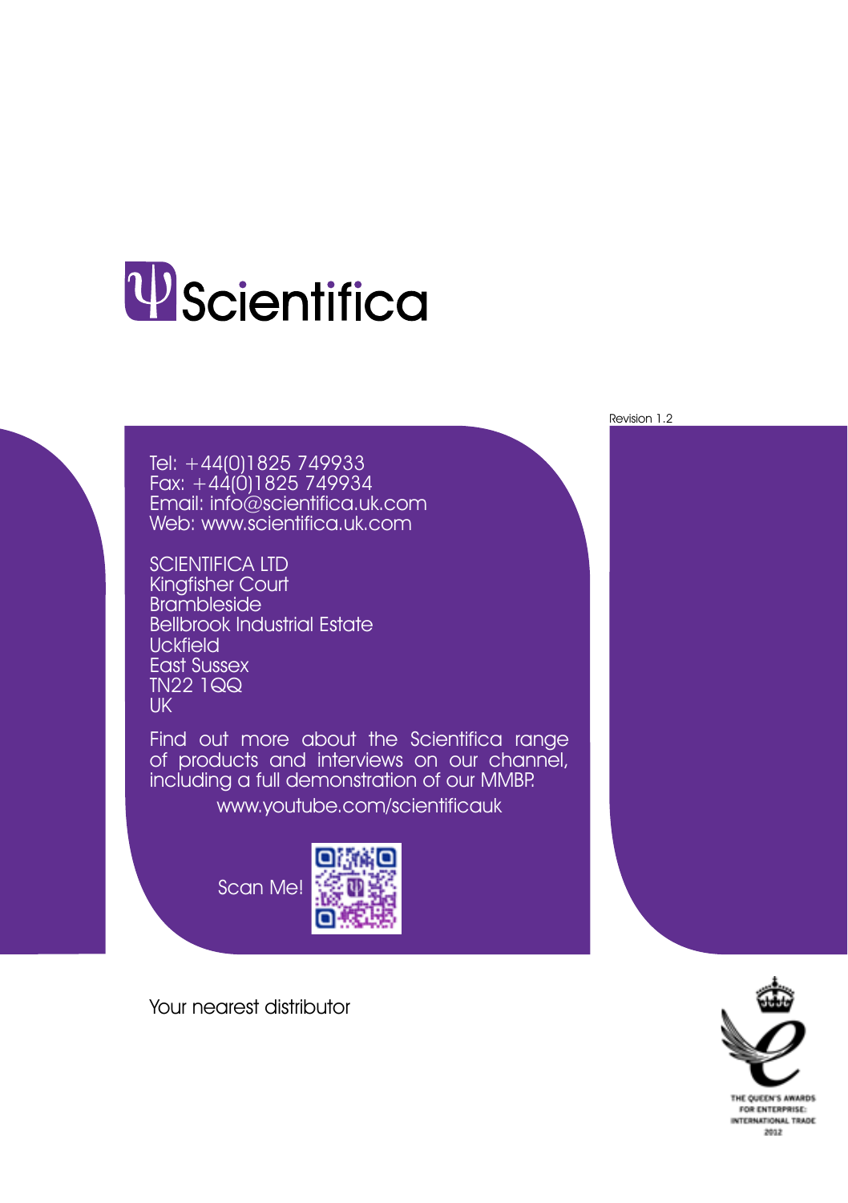# Scientifica

Revision 1.2

Tel: +44(0)1825 749933
Fax: +44(0)1825 749934
Email: info@scientifica.uk.com
Web: www.scientifica.uk.com

SCIENTIFICA LTD
Kingfisher Court
Brambleside
Bellbrook Industrial Estate
Uckfield
East Sussex
TN22 1QQ
UK

Find out more about the Scientifica range of products and interviews on our channel, including a full demonstration of our MMBP.

www.youtube.com/scientificauk

Scan Me!

Your nearest distributor

THE QUEEN'S AWARDS FOR ENTERPRISE: INTERNATIONAL TRADE 2012